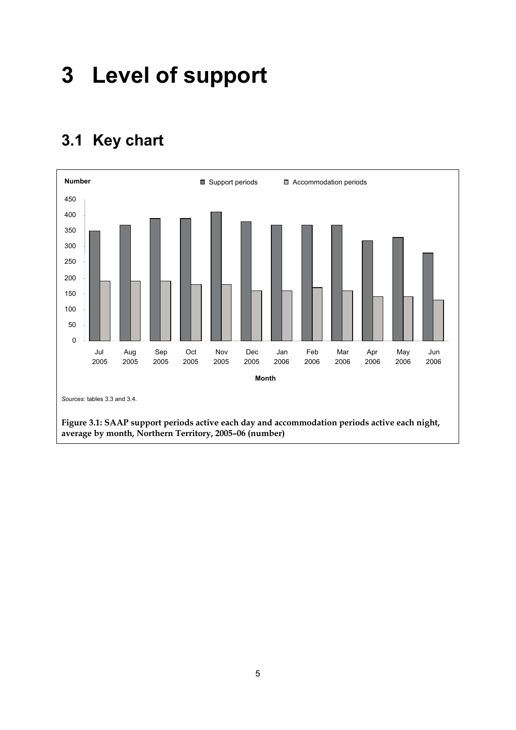# 3 Level of support

## 3.1 Key chart

*Sources:* tables 3.3 and 3.4.

**Figure 3.1: SAAP support periods active each day and accommodation periods active each night, average by month, Northern Territory, 2005–06 (number)**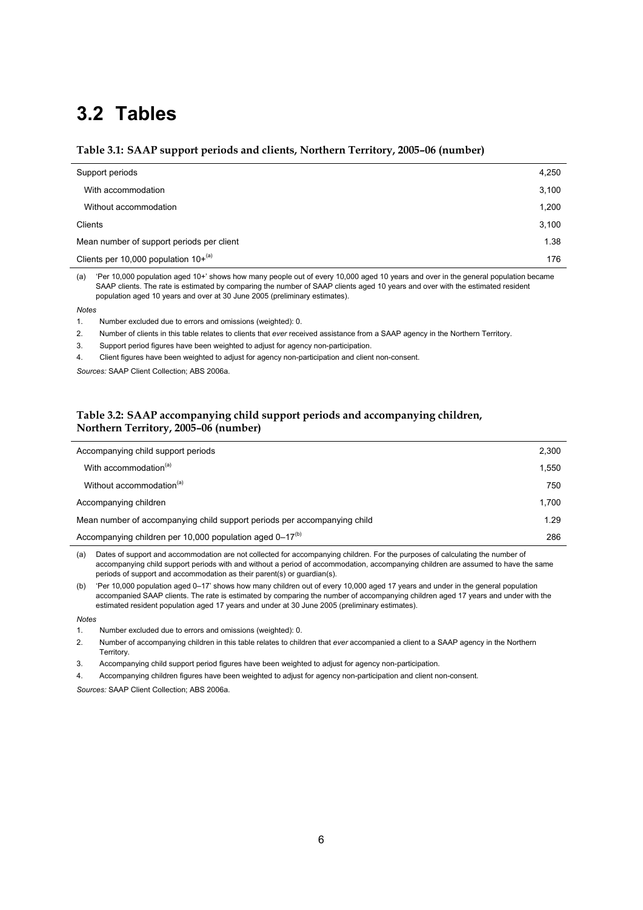# 3.2 Tables

**Table 3.1: SAAP support periods and clients, Northern Territory, 2005–06 (number)**

| | |
|---|---|
| Support periods | 4,250 |
| With accommodation | 3,100 |
| Without accommodation | 1,200 |
| Clients | 3,100 |
| Mean number of support periods per client | 1.38 |
| Clients per 10,000 population 10+[(a)] | 176 |

(a) 'Per 10,000 population aged 10+' shows how many people out of every 10,000 aged 10 years and over in the general population became SAAP clients. The rate is estimated by comparing the number of SAAP clients aged 10 years and over with the estimated resident population aged 10 years and over at 30 June 2005 (preliminary estimates).

*Notes*

1. Number excluded due to errors and omissions (weighted): 0.
2. Number of clients in this table relates to clients that *ever* received assistance from a SAAP agency in the Northern Territory.
3. Support period figures have been weighted to adjust for agency non-participation.
4. Client figures have been weighted to adjust for agency non-participation and client non-consent.

*Sources:* SAAP Client Collection; ABS 2006a.

**Table 3.2: SAAP accompanying child support periods and accompanying children, Northern Territory, 2005–06 (number)**

| | |
|---|---|
| Accompanying child support periods | 2,300 |
| With accommodation[(a)] | 1,550 |
| Without accommodation[(a)] | 750 |
| Accompanying children | 1,700 |
| Mean number of accompanying child support periods per accompanying child | 1.29 |
| Accompanying children per 10,000 population aged 0–17[(b)] | 286 |

(a) Dates of support and accommodation are not collected for accompanying children. For the purposes of calculating the number of accompanying child support periods with and without a period of accommodation, accompanying children are assumed to have the same periods of support and accommodation as their parent(s) or guardian(s).

(b) 'Per 10,000 population aged 0–17' shows how many children out of every 10,000 aged 17 years and under in the general population accompanied SAAP clients. The rate is estimated by comparing the number of accompanying children aged 17 years and under with the estimated resident population aged 17 years and under at 30 June 2005 (preliminary estimates).

*Notes*

1. Number excluded due to errors and omissions (weighted): 0.
2. Number of accompanying children in this table relates to children that *ever* accompanied a client to a SAAP agency in the Northern Territory.
3. Accompanying child support period figures have been weighted to adjust for agency non-participation.
4. Accompanying children figures have been weighted to adjust for agency non-participation and client non-consent.

*Sources:* SAAP Client Collection; ABS 2006a.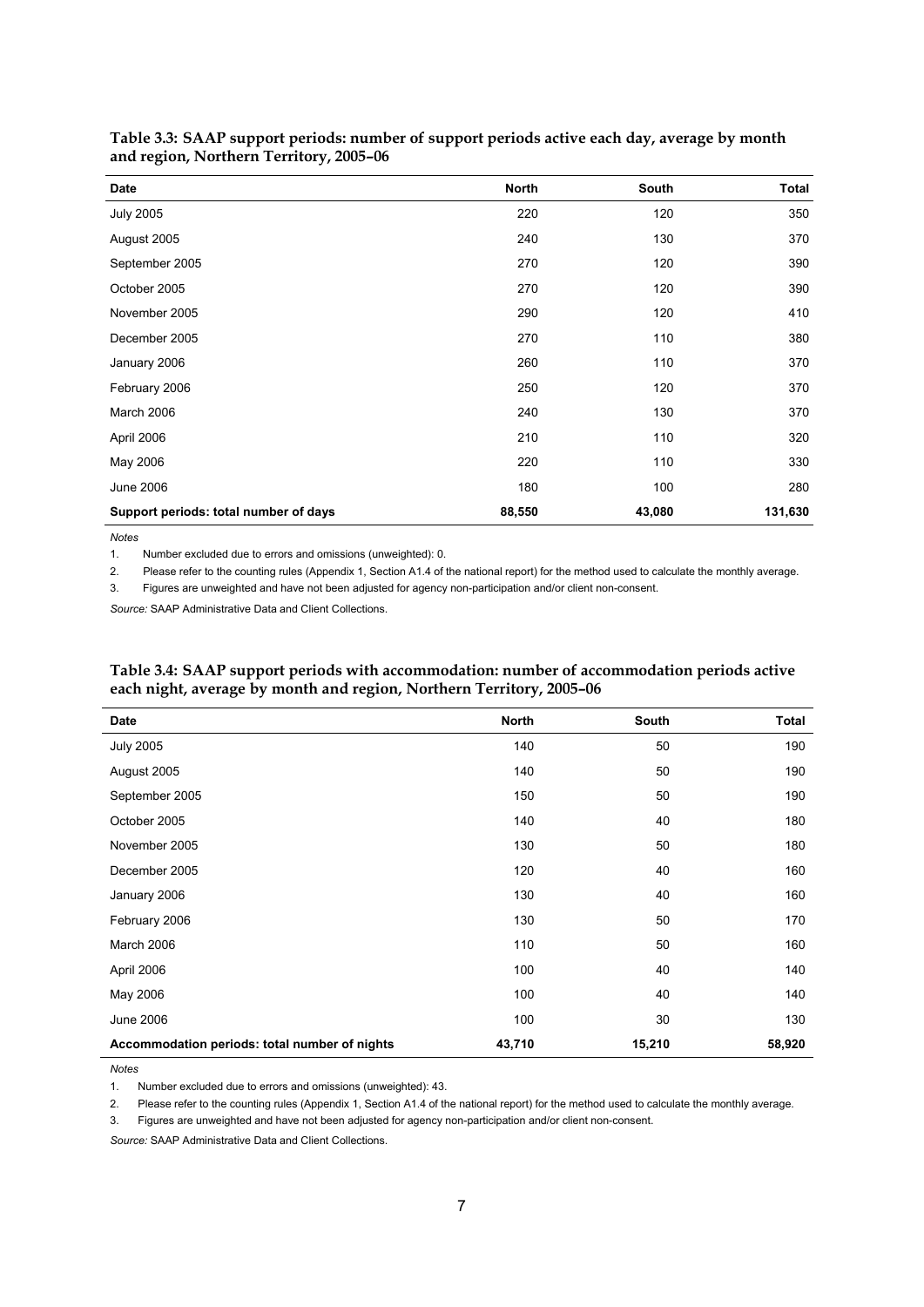**Table 3.3: SAAP support periods: number of support periods active each day, average by month and region, Northern Territory, 2005–06**

| Date | North | South | Total |
|---|---|---|---|
| July 2005 | 220 | 120 | 350 |
| August 2005 | 240 | 130 | 370 |
| September 2005 | 270 | 120 | 390 |
| October 2005 | 270 | 120 | 390 |
| November 2005 | 290 | 120 | 410 |
| December 2005 | 270 | 110 | 380 |
| January 2006 | 260 | 110 | 370 |
| February 2006 | 250 | 120 | 370 |
| March 2006 | 240 | 130 | 370 |
| April 2006 | 210 | 110 | 320 |
| May 2006 | 220 | 110 | 330 |
| June 2006 | 180 | 100 | 280 |
| **Support periods: total number of days** | **88,550** | **43,080** | **131,630** |

*Notes*

1. Number excluded due to errors and omissions (unweighted): 0.
2. Please refer to the counting rules (Appendix 1, Section A1.4 of the national report) for the method used to calculate the monthly average.
3. Figures are unweighted and have not been adjusted for agency non-participation and/or client non-consent.

*Source:* SAAP Administrative Data and Client Collections.

**Table 3.4: SAAP support periods with accommodation: number of accommodation periods active each night, average by month and region, Northern Territory, 2005–06**

| Date | North | South | Total |
|---|---|---|---|
| July 2005 | 140 | 50 | 190 |
| August 2005 | 140 | 50 | 190 |
| September 2005 | 150 | 50 | 190 |
| October 2005 | 140 | 40 | 180 |
| November 2005 | 130 | 50 | 180 |
| December 2005 | 120 | 40 | 160 |
| January 2006 | 130 | 40 | 160 |
| February 2006 | 130 | 50 | 170 |
| March 2006 | 110 | 50 | 160 |
| April 2006 | 100 | 40 | 140 |
| May 2006 | 100 | 40 | 140 |
| June 2006 | 100 | 30 | 130 |
| **Accommodation periods: total number of nights** | **43,710** | **15,210** | **58,920** |

*Notes*

1. Number excluded due to errors and omissions (unweighted): 43.
2. Please refer to the counting rules (Appendix 1, Section A1.4 of the national report) for the method used to calculate the monthly average.
3. Figures are unweighted and have not been adjusted for agency non-participation and/or client non-consent.

*Source:* SAAP Administrative Data and Client Collections.